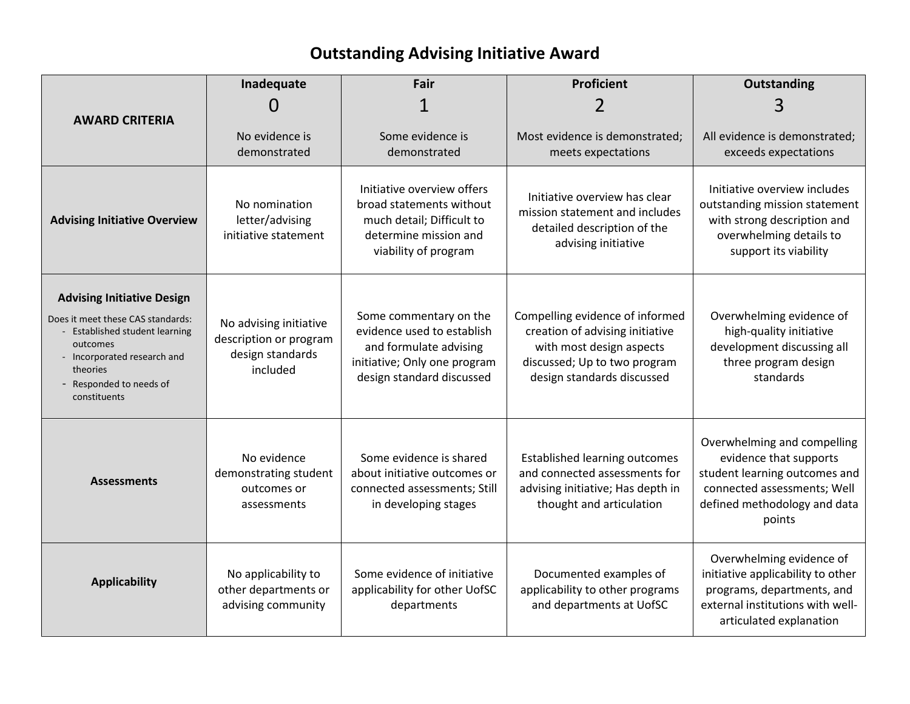# Outstanding Advising Initiative Award

| AWARD CRITERIA | Inadequate<br>0<br>No evidence is demonstrated | Fair<br>1<br>Some evidence is demonstrated | Proficient<br>2<br>Most evidence is demonstrated; meets expectations | Outstanding<br>3<br>All evidence is demonstrated; exceeds expectations |
|---|---|---|---|---|
| **Advising Initiative Overview** | No nomination letter/advising initiative statement | Initiative overview offers broad statements without much detail; Difficult to determine mission and viability of program | Initiative overview has clear mission statement and includes detailed description of the advising initiative | Initiative overview includes outstanding mission statement with strong description and overwhelming details to support its viability |
| **Advising Initiative Design**<br>Does it meet these CAS standards:<br>- Established student learning outcomes<br>- Incorporated research and theories<br>- Responded to needs of constituents | No advising initiative description or program design standards included | Some commentary on the evidence used to establish and formulate advising initiative; Only one program design standard discussed | Compelling evidence of informed creation of advising initiative with most design aspects discussed; Up to two program design standards discussed | Overwhelming evidence of high-quality initiative development discussing all three program design standards |
| **Assessments** | No evidence demonstrating student outcomes or assessments | Some evidence is shared about initiative outcomes or connected assessments; Still in developing stages | Established learning outcomes and connected assessments for advising initiative; Has depth in thought and articulation | Overwhelming and compelling evidence that supports student learning outcomes and connected assessments; Well defined methodology and data points |
| **Applicability** | No applicability to other departments or advising community | Some evidence of initiative applicability for other UofSC departments | Documented examples of applicability to other programs and departments at UofSC | Overwhelming evidence of initiative applicability to other programs, departments, and external institutions with well-articulated explanation |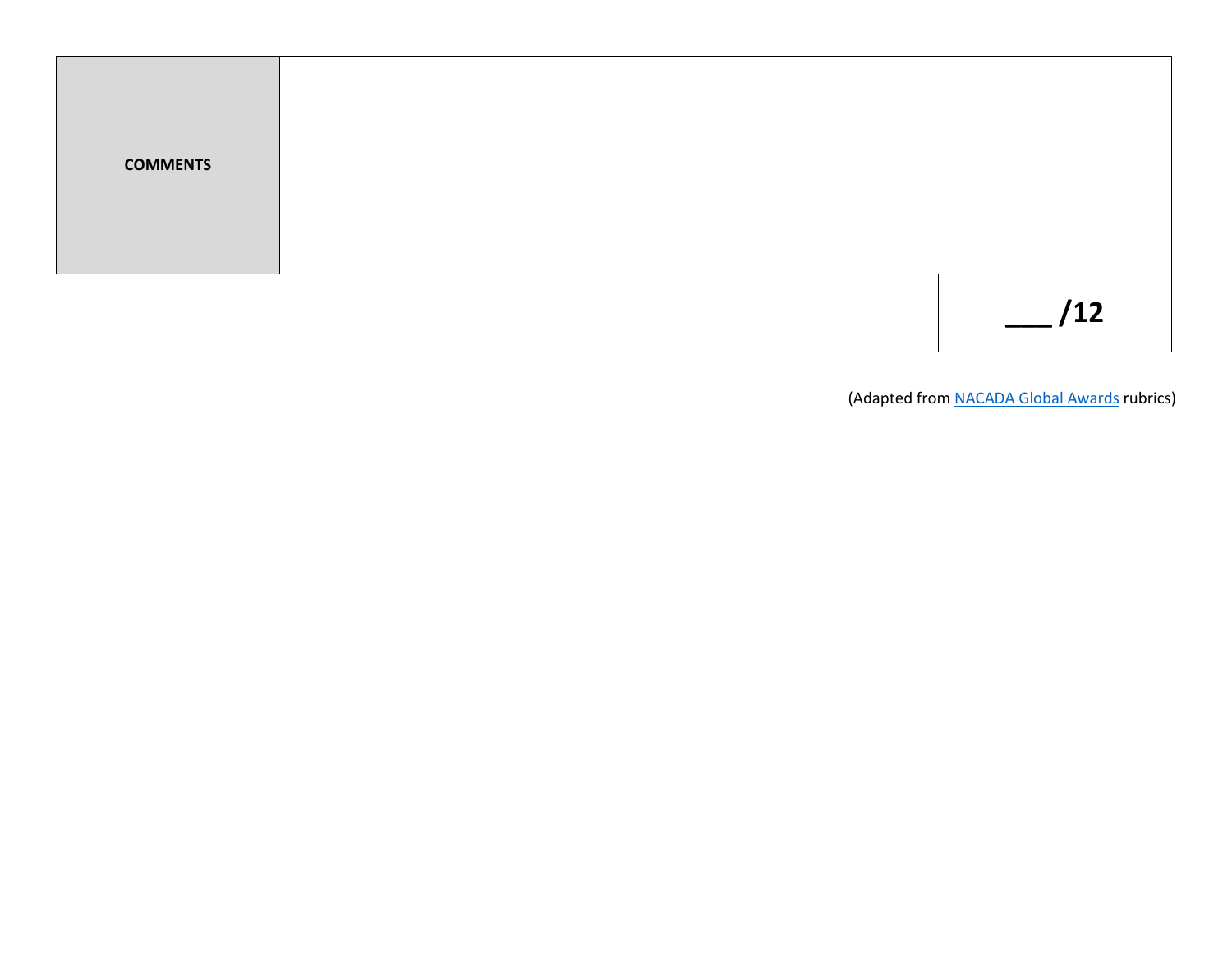| | |
|---|---|
| **COMMENTS** | |

| |
|---|
| **___ /12** |

(Adapted from NACADA Global Awards rubrics)